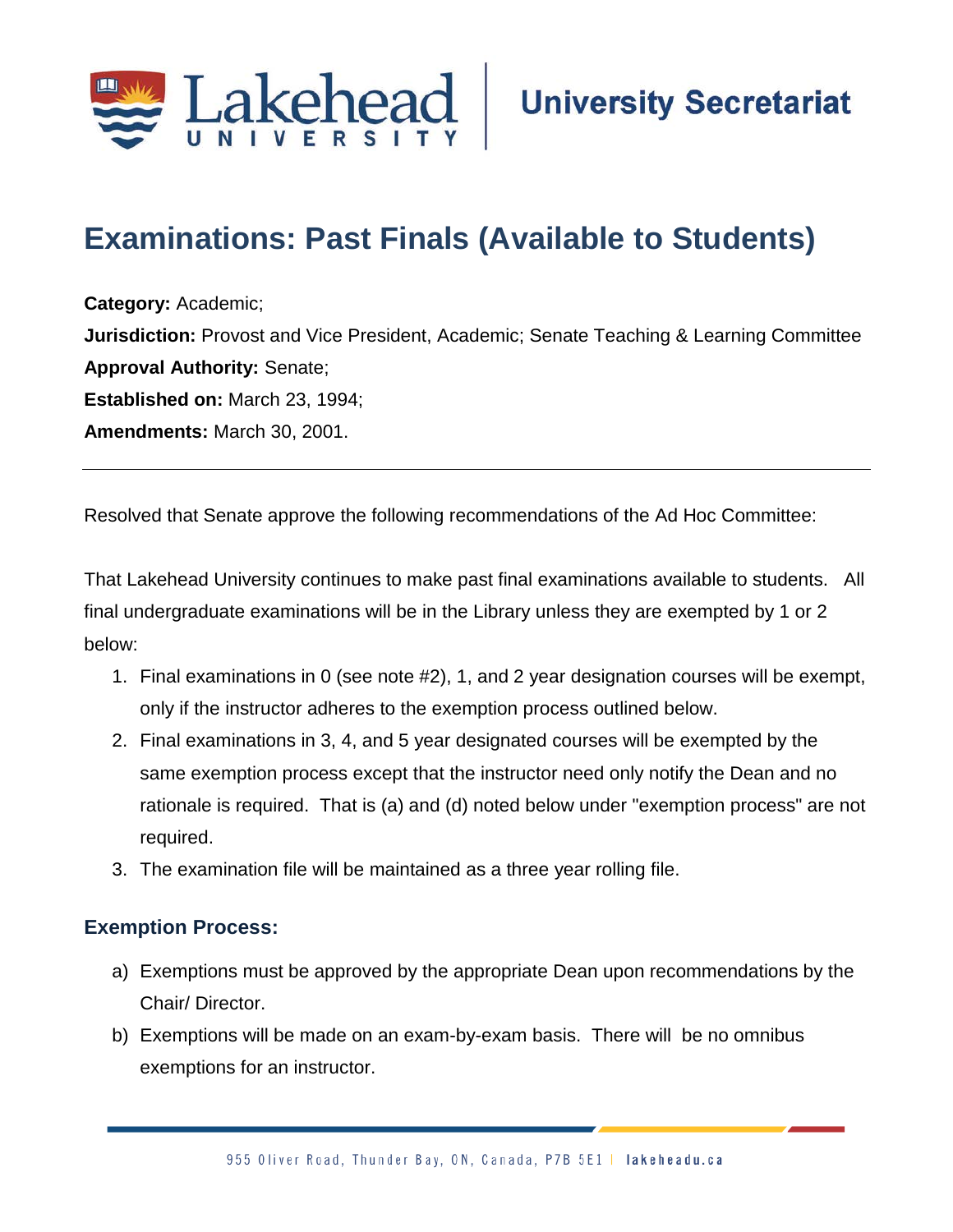# Examinations: Past Finals (Available to Students)

**Category:** Academic;
**Jurisdiction:** Provost and Vice President, Academic; Senate Teaching & Learning Committee
**Approval Authority:** Senate;
**Established on:** March 23, 1994;
**Amendments:** March 30, 2001.

---

Resolved that Senate approve the following recommendations of the Ad Hoc Committee:

That Lakehead University continues to make past final examinations available to students. All final undergraduate examinations will be in the Library unless they are exempted by 1 or 2 below:

1. Final examinations in 0 (see note #2), 1, and 2 year designation courses will be exempt, only if the instructor adheres to the exemption process outlined below.
2. Final examinations in 3, 4, and 5 year designated courses will be exempted by the same exemption process except that the instructor need only notify the Dean and no rationale is required. That is (a) and (d) noted below under "exemption process" are not required.
3. The examination file will be maintained as a three year rolling file.

### Exemption Process:

a) Exemptions must be approved by the appropriate Dean upon recommendations by the Chair/ Director.
b) Exemptions will be made on an exam-by-exam basis. There will be no omnibus exemptions for an instructor.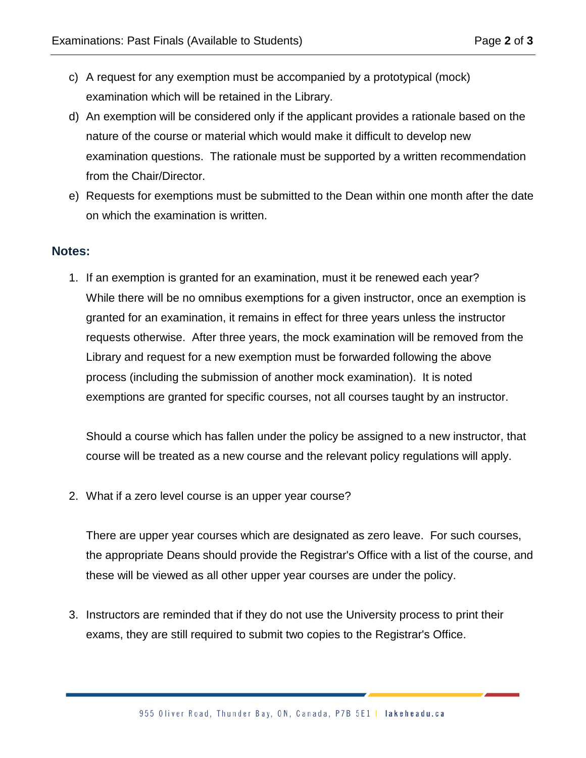c) A request for any exemption must be accompanied by a prototypical (mock) examination which will be retained in the Library.

d) An exemption will be considered only if the applicant provides a rationale based on the nature of the course or material which would make it difficult to develop new examination questions. The rationale must be supported by a written recommendation from the Chair/Director.

e) Requests for exemptions must be submitted to the Dean within one month after the date on which the examination is written.

## Notes:

1. If an exemption is granted for an examination, must it be renewed each year?
   While there will be no omnibus exemptions for a given instructor, once an exemption is granted for an examination, it remains in effect for three years unless the instructor requests otherwise. After three years, the mock examination will be removed from the Library and request for a new exemption must be forwarded following the above process (including the submission of another mock examination). It is noted exemptions are granted for specific courses, not all courses taught by an instructor.

   Should a course which has fallen under the policy be assigned to a new instructor, that course will be treated as a new course and the relevant policy regulations will apply.

2. What if a zero level course is an upper year course?

   There are upper year courses which are designated as zero leave. For such courses, the appropriate Deans should provide the Registrar's Office with a list of the course, and these will be viewed as all other upper year courses are under the policy.

3. Instructors are reminded that if they do not use the University process to print their exams, they are still required to submit two copies to the Registrar's Office.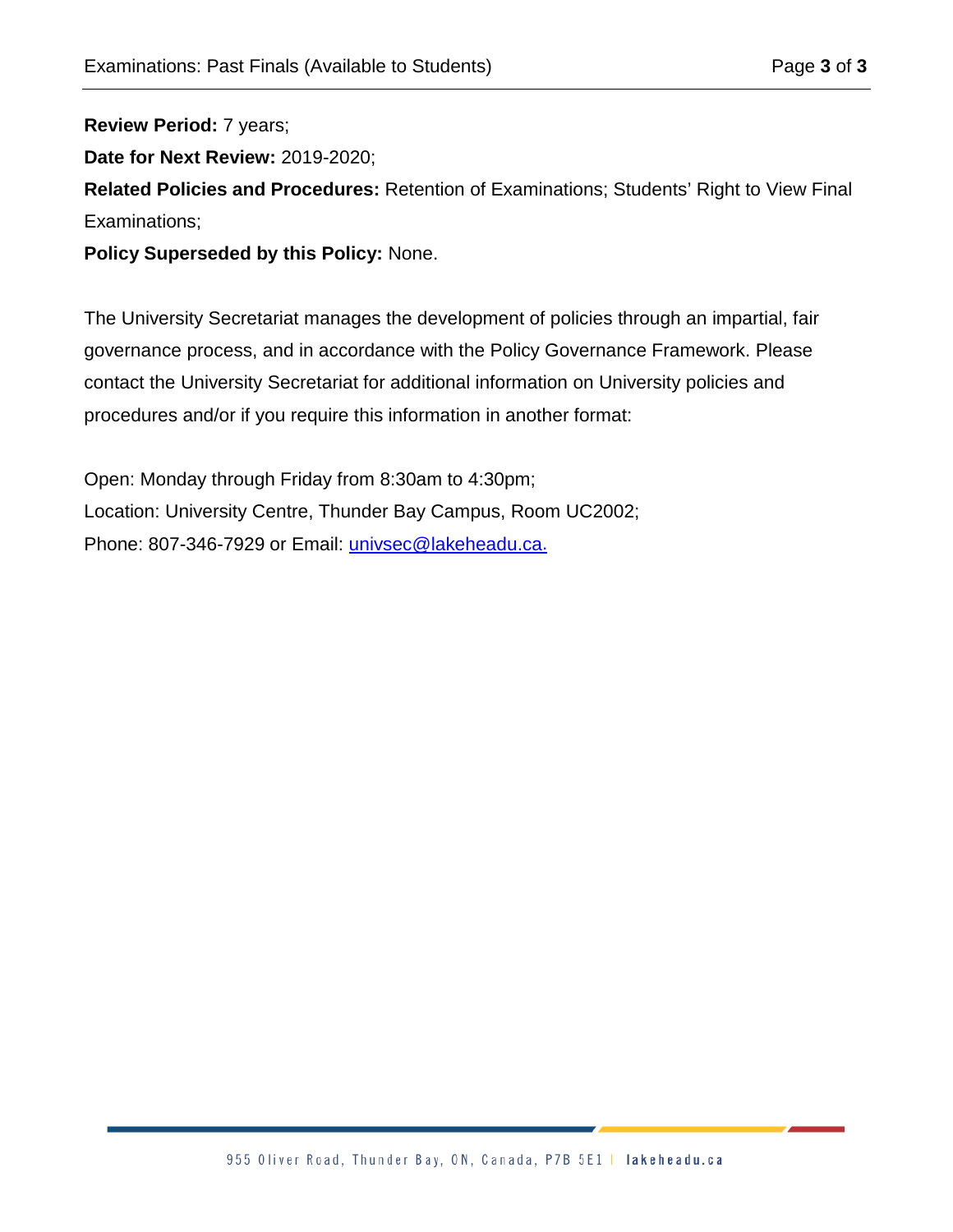**Review Period:** 7 years;

**Date for Next Review:** 2019-2020;

**Related Policies and Procedures:** Retention of Examinations; Students' Right to View Final Examinations;

**Policy Superseded by this Policy:** None.

The University Secretariat manages the development of policies through an impartial, fair governance process, and in accordance with the Policy Governance Framework. Please contact the University Secretariat for additional information on University policies and procedures and/or if you require this information in another format:

Open: Monday through Friday from 8:30am to 4:30pm;
Location: University Centre, Thunder Bay Campus, Room UC2002;
Phone: 807-346-7929 or Email: univsec@lakeheadu.ca.